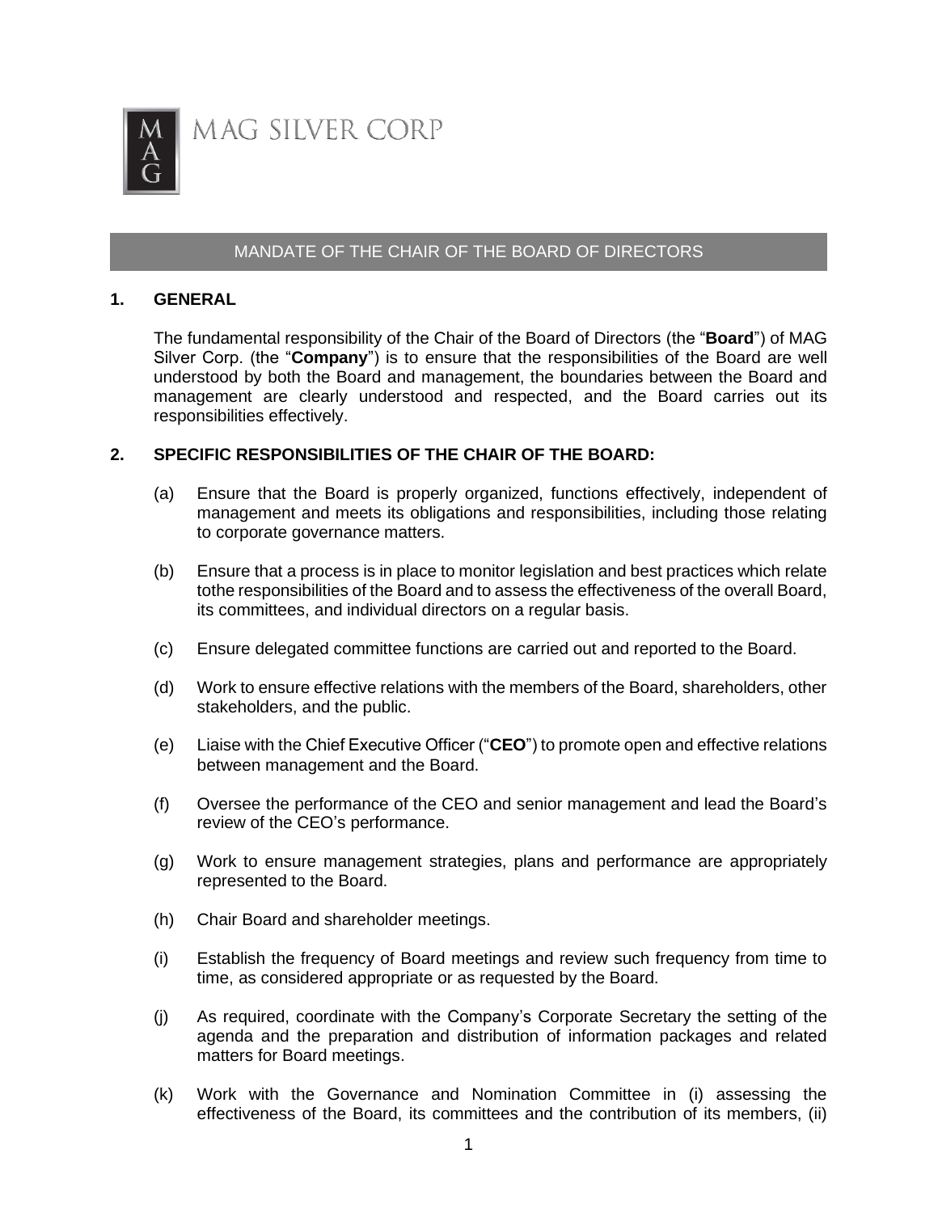MAG SILVER CORP

## MANDATE OF THE CHAIR OF THE BOARD OF DIRECTORS

### 1. GENERAL

The fundamental responsibility of the Chair of the Board of Directors (the "**Board**") of MAG Silver Corp. (the "**Company**") is to ensure that the responsibilities of the Board are well understood by both the Board and management, the boundaries between the Board and management are clearly understood and respected, and the Board carries out its responsibilities effectively.

### 2. SPECIFIC RESPONSIBILITIES OF THE CHAIR OF THE BOARD:

(a) Ensure that the Board is properly organized, functions effectively, independent of management and meets its obligations and responsibilities, including those relating to corporate governance matters.

(b) Ensure that a process is in place to monitor legislation and best practices which relate tothe responsibilities of the Board and to assess the effectiveness of the overall Board, its committees, and individual directors on a regular basis.

(c) Ensure delegated committee functions are carried out and reported to the Board.

(d) Work to ensure effective relations with the members of the Board, shareholders, other stakeholders, and the public.

(e) Liaise with the Chief Executive Officer ("**CEO**") to promote open and effective relations between management and the Board.

(f) Oversee the performance of the CEO and senior management and lead the Board's review of the CEO's performance.

(g) Work to ensure management strategies, plans and performance are appropriately represented to the Board.

(h) Chair Board and shareholder meetings.

(i) Establish the frequency of Board meetings and review such frequency from time to time, as considered appropriate or as requested by the Board.

(j) As required, coordinate with the Company's Corporate Secretary the setting of the agenda and the preparation and distribution of information packages and related matters for Board meetings.

(k) Work with the Governance and Nomination Committee in (i) assessing the effectiveness of the Board, its committees and the contribution of its members, (ii)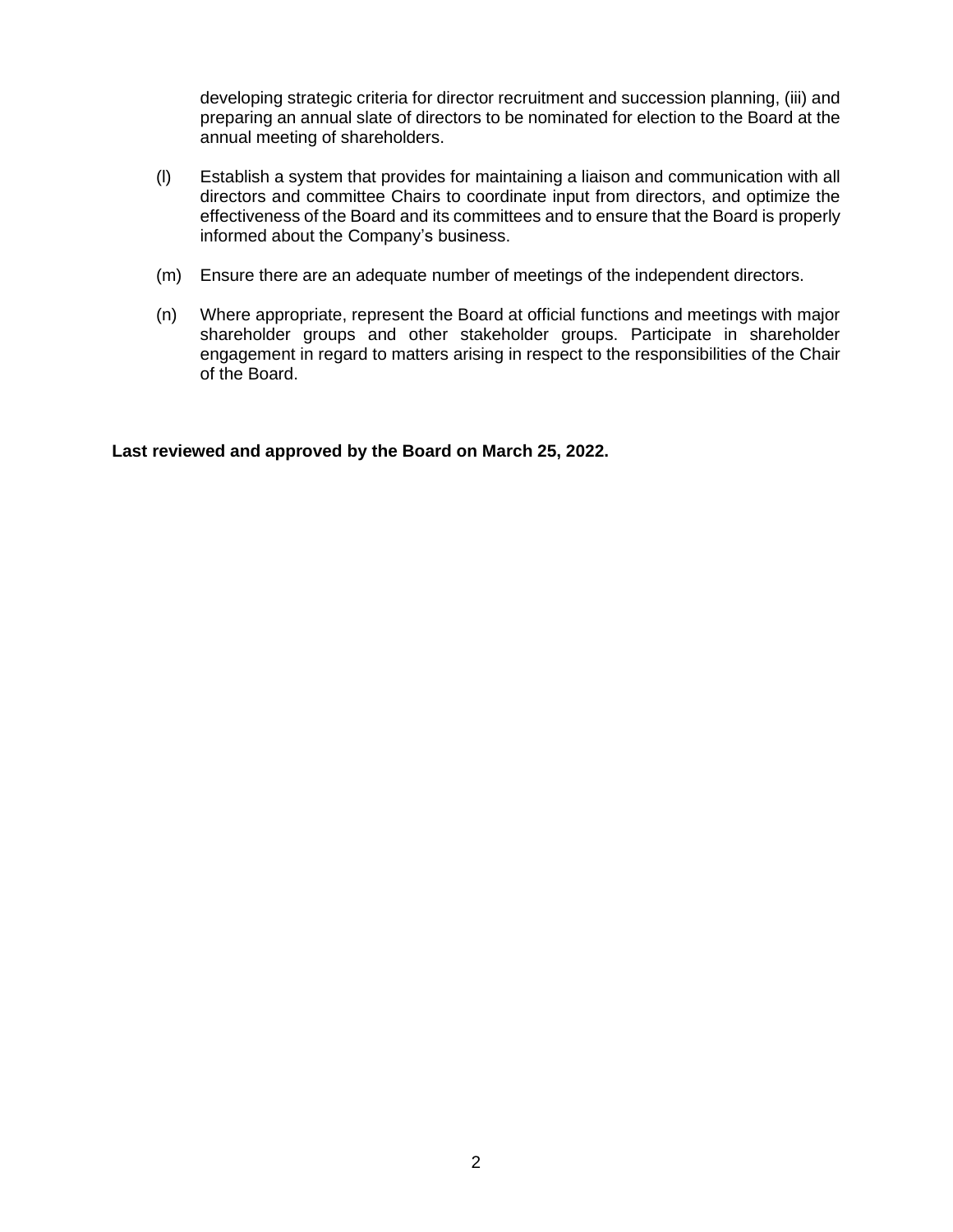developing strategic criteria for director recruitment and succession planning, (iii) and preparing an annual slate of directors to be nominated for election to the Board at the annual meeting of shareholders.

(l) Establish a system that provides for maintaining a liaison and communication with all directors and committee Chairs to coordinate input from directors, and optimize the effectiveness of the Board and its committees and to ensure that the Board is properly informed about the Company's business.

(m) Ensure there are an adequate number of meetings of the independent directors.

(n) Where appropriate, represent the Board at official functions and meetings with major shareholder groups and other stakeholder groups. Participate in shareholder engagement in regard to matters arising in respect to the responsibilities of the Chair of the Board.

**Last reviewed and approved by the Board on March 25, 2022.**